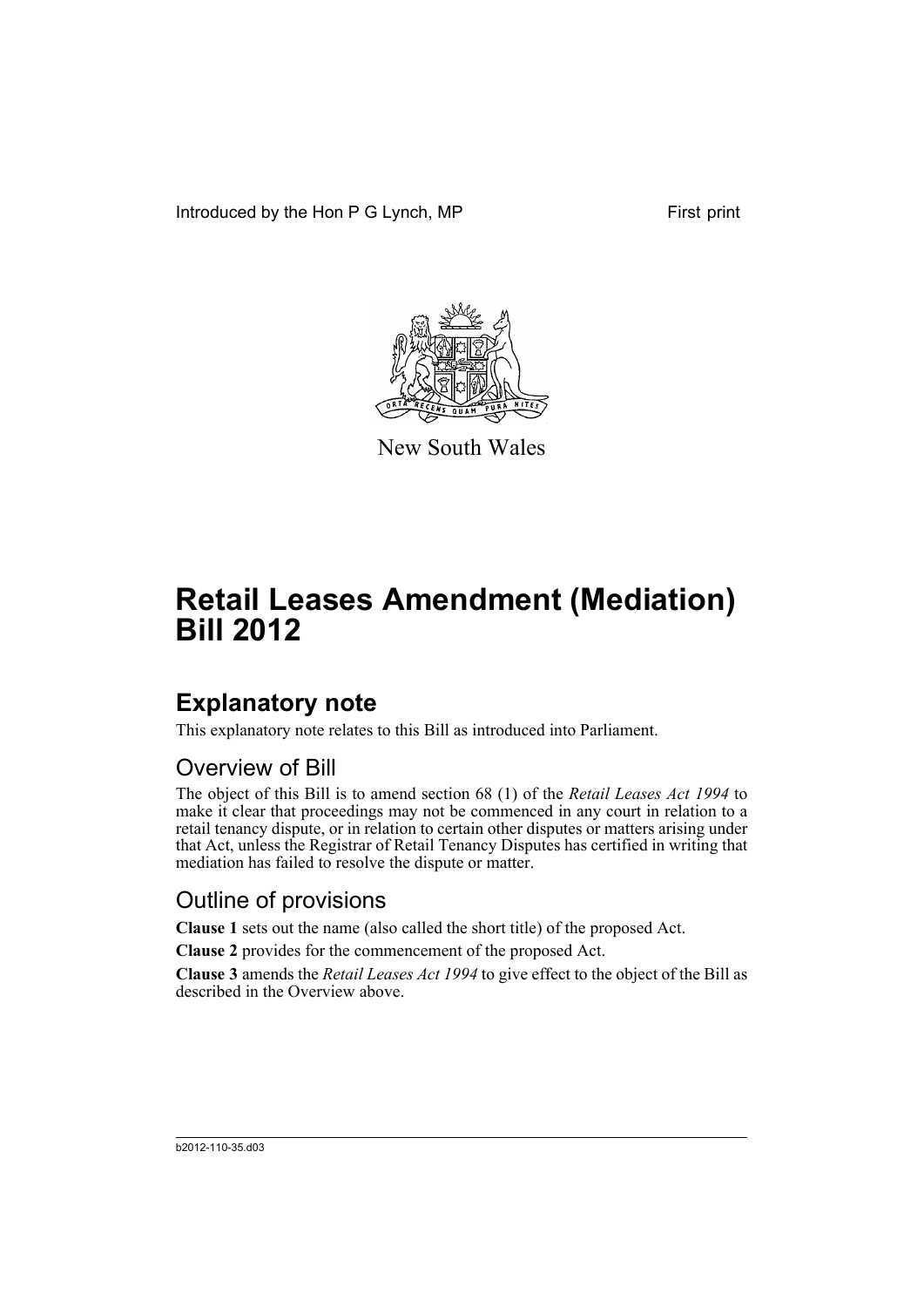Introduced by the Hon P G Lynch, MP

First print

New South Wales

# Retail Leases Amendment (Mediation) Bill 2012

## Explanatory note

This explanatory note relates to this Bill as introduced into Parliament.

### Overview of Bill

The object of this Bill is to amend section 68 (1) of the *Retail Leases Act 1994* to make it clear that proceedings may not be commenced in any court in relation to a retail tenancy dispute, or in relation to certain other disputes or matters arising under that Act, unless the Registrar of Retail Tenancy Disputes has certified in writing that mediation has failed to resolve the dispute or matter.

### Outline of provisions

**Clause 1** sets out the name (also called the short title) of the proposed Act.

**Clause 2** provides for the commencement of the proposed Act.

**Clause 3** amends the *Retail Leases Act 1994* to give effect to the object of the Bill as described in the Overview above.

b2012-110-35.d03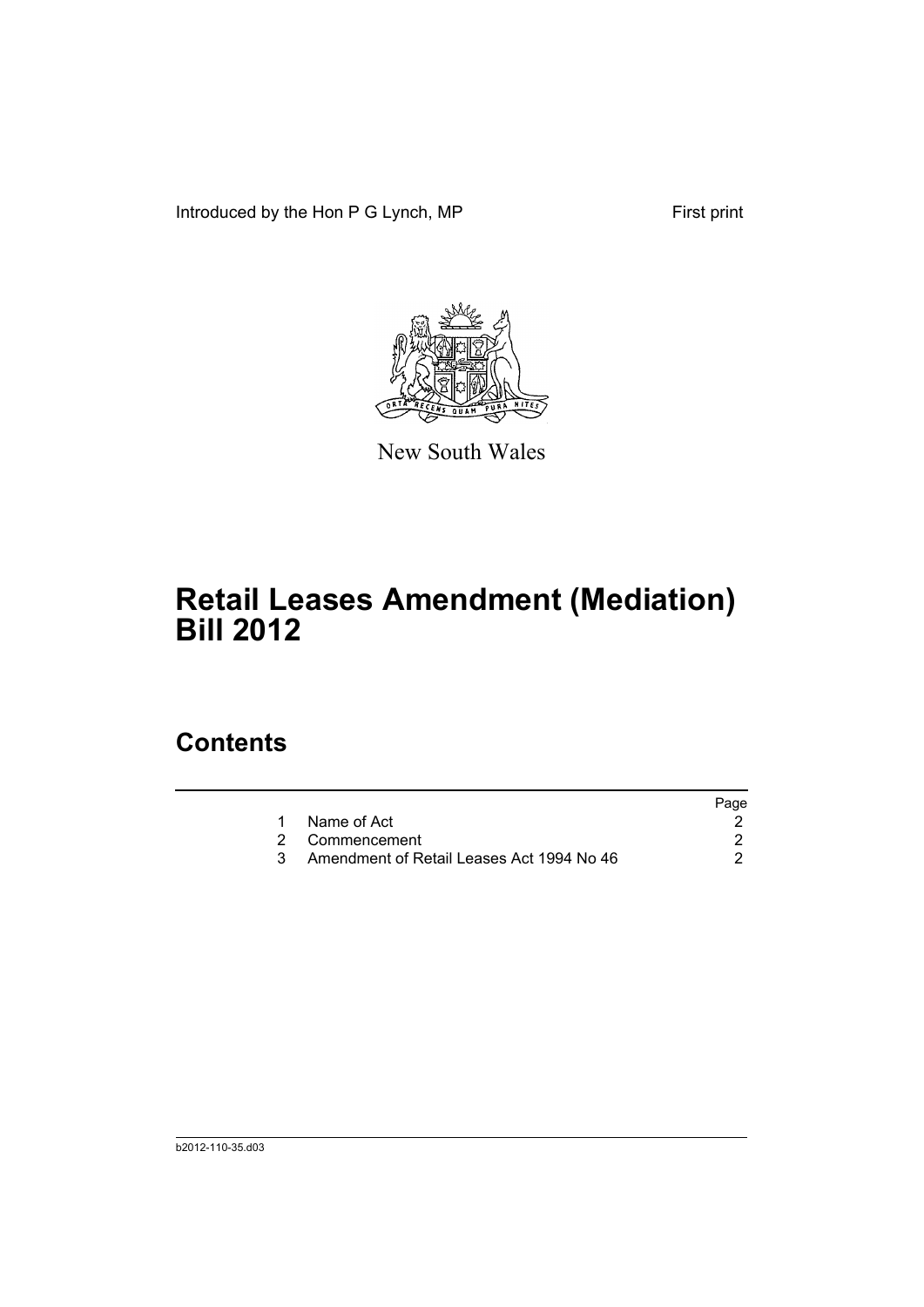Introduced by the Hon P G Lynch, MP First print

New South Wales

# Retail Leases Amendment (Mediation) Bill 2012

## Contents

| | | Page |
|---|---|---|
| 1 | Name of Act | 2 |
| 2 | Commencement | 2 |
| 3 | Amendment of Retail Leases Act 1994 No 46 | 2 |

b2012-110-35.d03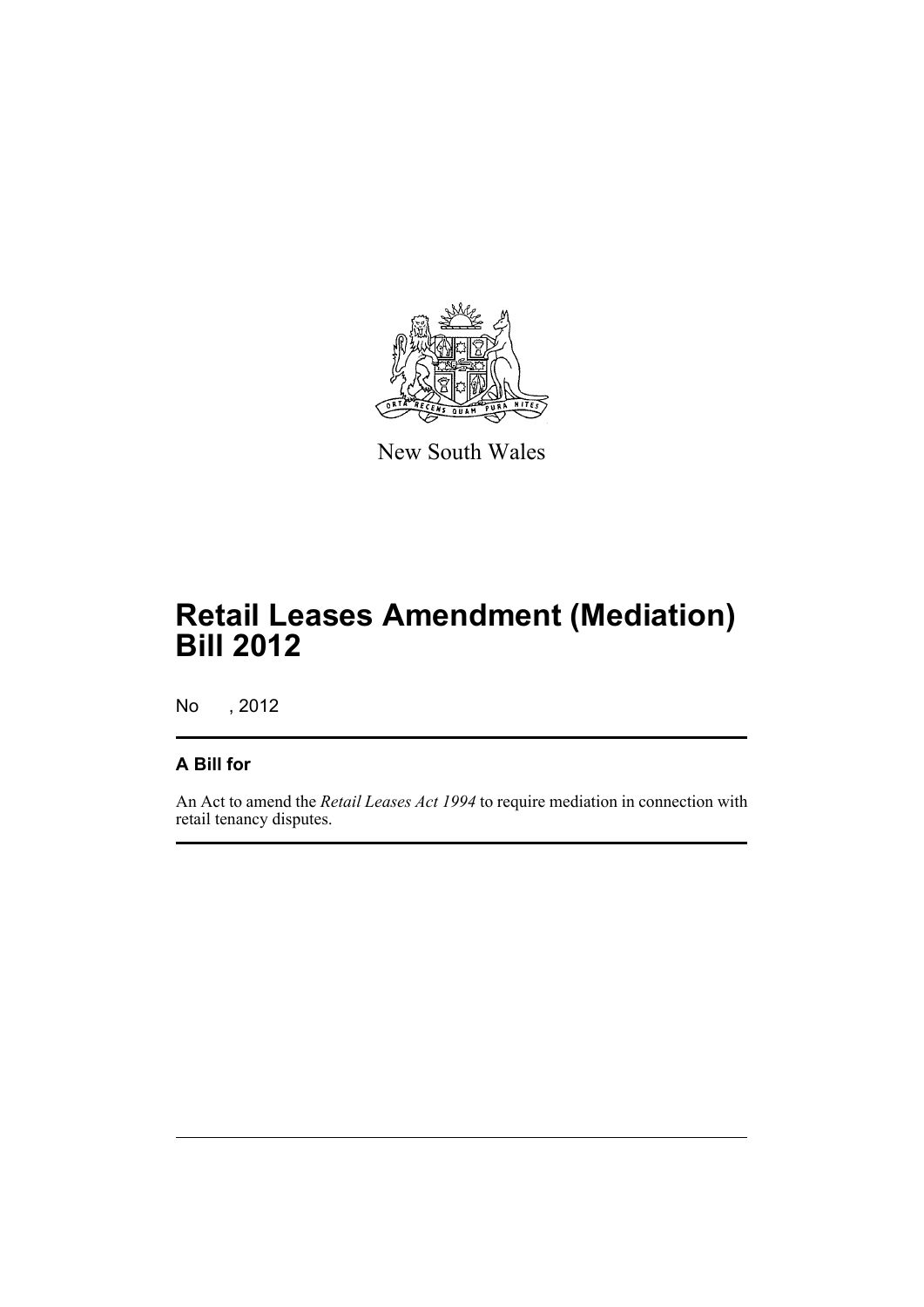New South Wales

# Retail Leases Amendment (Mediation) Bill 2012

No , 2012

## A Bill for

An Act to amend the *Retail Leases Act 1994* to require mediation in connection with retail tenancy disputes.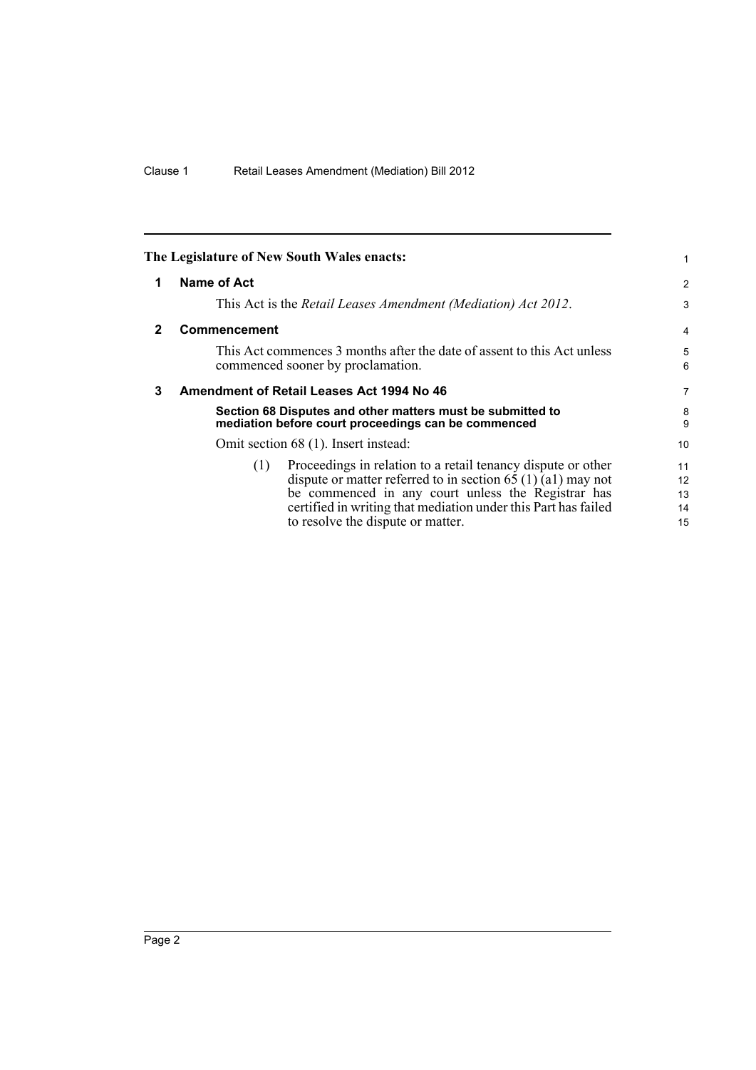**The Legislature of New South Wales enacts:**

## 1 Name of Act

This Act is the *Retail Leases Amendment (Mediation) Act 2012*.

## 2 Commencement

This Act commences 3 months after the date of assent to this Act unless commenced sooner by proclamation.

## 3 Amendment of Retail Leases Act 1994 No 46

**Section 68 Disputes and other matters must be submitted to mediation before court proceedings can be commenced**

Omit section 68 (1). Insert instead:

(1) Proceedings in relation to a retail tenancy dispute or other dispute or matter referred to in section 65 (1) (a1) may not be commenced in any court unless the Registrar has certified in writing that mediation under this Part has failed to resolve the dispute or matter.